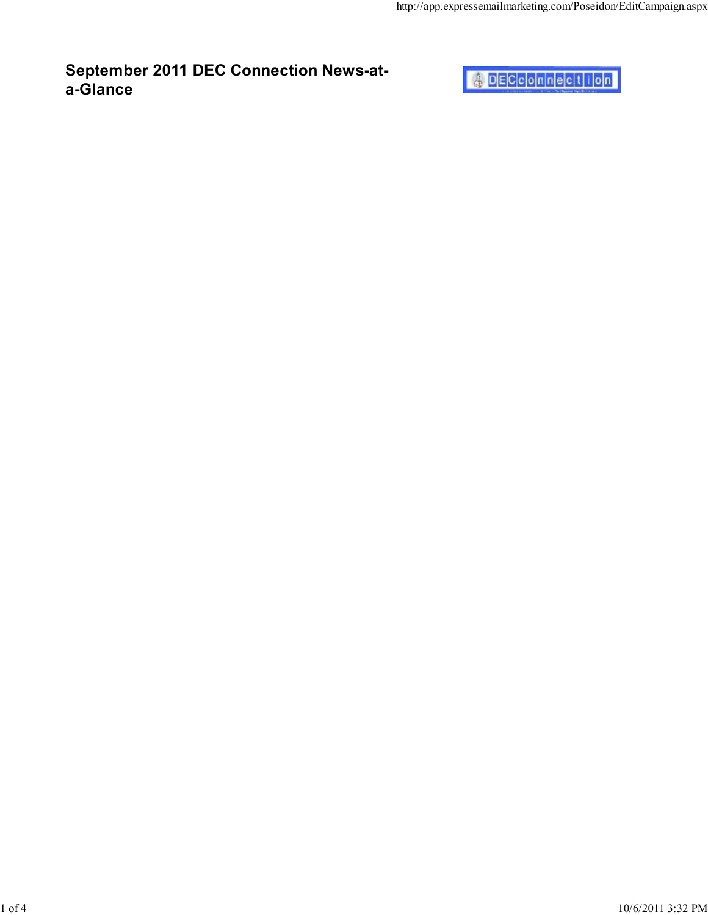# September 2011 DEC Connection News-at-a-Glance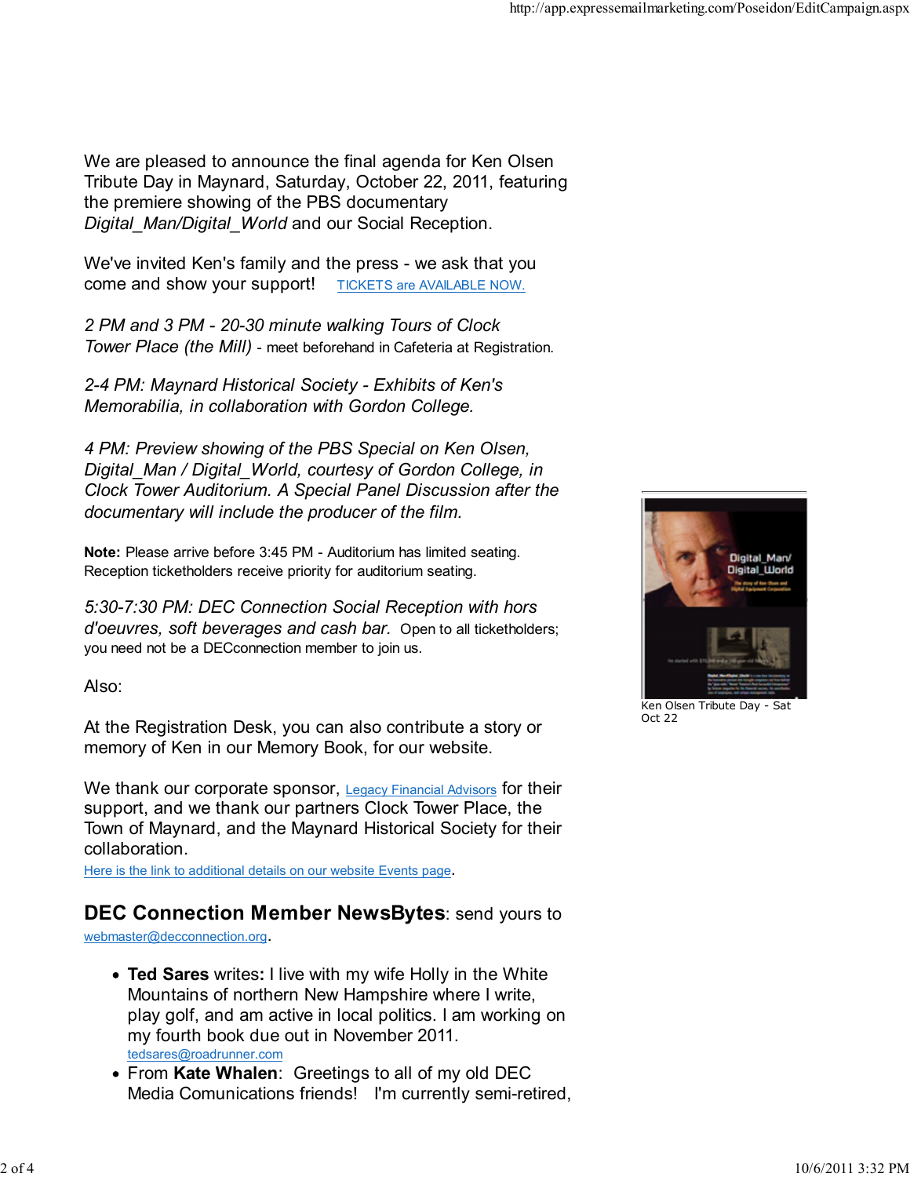We are pleased to announce the final agenda for Ken Olsen Tribute Day in Maynard, Saturday, October 22, 2011, featuring the premiere showing of the PBS documentary *Digital_Man/Digital_World* and our Social Reception.

We've invited Ken's family and the press - we ask that you come and show your support! TICKETS are AVAILABLE NOW.

*2 PM and 3 PM - 20-30 minute walking Tours of Clock Tower Place (the Mill)* - meet beforehand in Cafeteria at Registration.

*2-4 PM: Maynard Historical Society - Exhibits of Ken's Memorabilia, in collaboration with Gordon College.*

*4 PM: Preview showing of the PBS Special on Ken Olsen, Digital_Man / Digital_World, courtesy of Gordon College, in Clock Tower Auditorium. A Special Panel Discussion after the documentary will include the producer of the film.*

**Note:** Please arrive before 3:45 PM - Auditorium has limited seating. Reception ticketholders receive priority for auditorium seating.

*5:30-7:30 PM: DEC Connection Social Reception with hors d'oeuvres, soft beverages and cash bar.* Open to all ticketholders; you need not be a DECconnection member to join us.

Also:

At the Registration Desk, you can also contribute a story or memory of Ken in our Memory Book, for our website.

We thank our corporate sponsor, Legacy Financial Advisors for their support, and we thank our partners Clock Tower Place, the Town of Maynard, and the Maynard Historical Society for their collaboration.

Here is the link to additional details on our website Events page.

Ken Olsen Tribute Day - Sat Oct 22

## DEC Connection Member NewsBytes: send yours to webmaster@decconnection.org.

- **Ted Sares** writes**:** I live with my wife Holly in the White Mountains of northern New Hampshire where I write, play golf, and am active in local politics. I am working on my fourth book due out in November 2011. tedsares@roadrunner.com
- From **Kate Whalen**: Greetings to all of my old DEC Media Comunications friends! I'm currently semi-retired,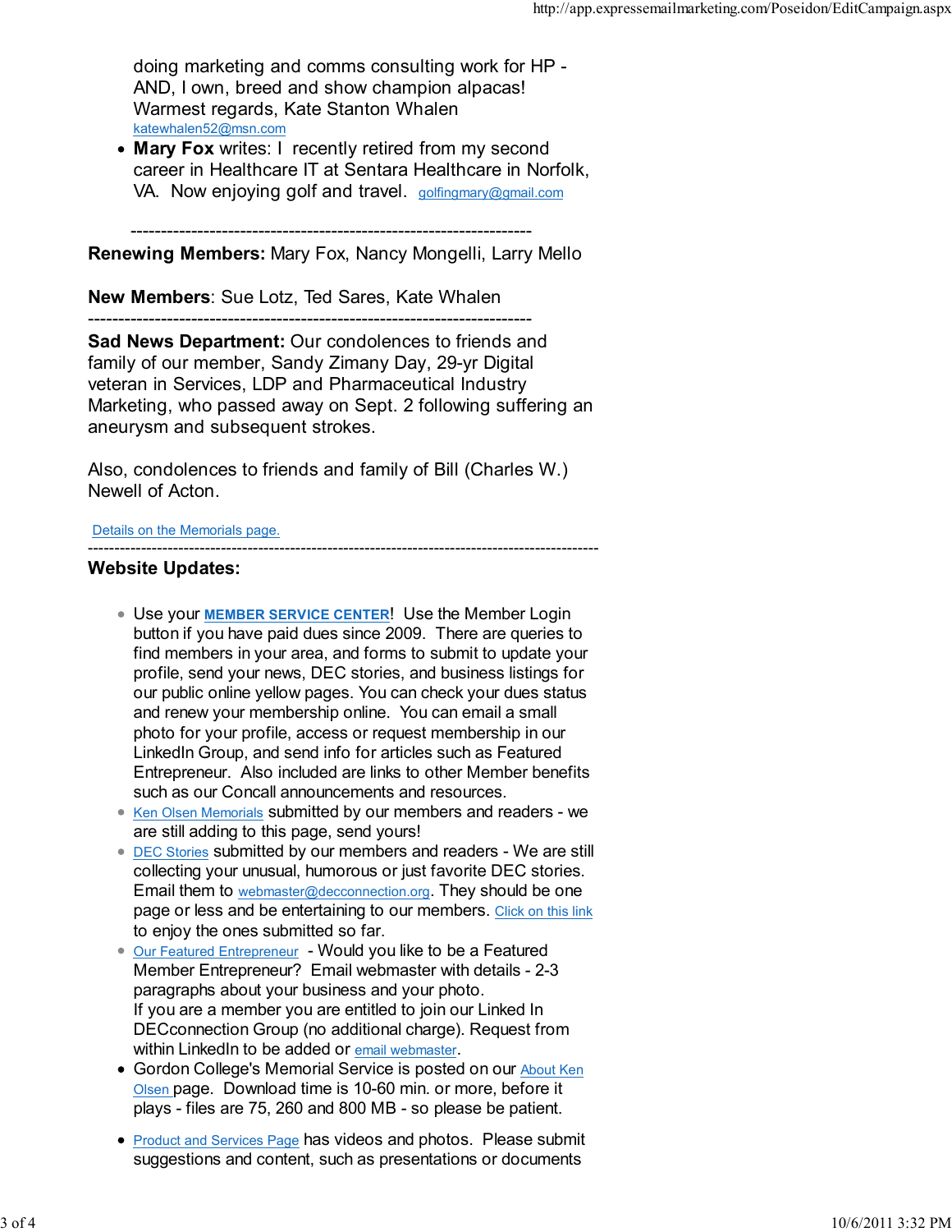doing marketing and comms consulting work for HP - AND, I own, breed and show champion alpacas!
Warmest regards, Kate Stanton Whalen
katewhalen52@msn.com

- **Mary Fox** writes: I recently retired from my second career in Healthcare IT at Sentara Healthcare in Norfolk, VA. Now enjoying golf and travel. golfingmary@gmail.com

---

**Renewing Members:** Mary Fox, Nancy Mongelli, Larry Mello

**New Members**: Sue Lotz, Ted Sares, Kate Whalen

---

**Sad News Department:** Our condolences to friends and family of our member, Sandy Zimany Day, 29-yr Digital veteran in Services, LDP and Pharmaceutical Industry Marketing, who passed away on Sept. 2 following suffering an aneurysm and subsequent strokes.

Also, condolences to friends and family of Bill (Charles W.) Newell of Acton.

Details on the Memorials page.

---

**Website Updates:**

- Use your **MEMBER SERVICE CENTER**! Use the Member Login button if you have paid dues since 2009. There are queries to find members in your area, and forms to submit to update your profile, send your news, DEC stories, and business listings for our public online yellow pages. You can check your dues status and renew your membership online. You can email a small photo for your profile, access or request membership in our LinkedIn Group, and send info for articles such as Featured Entrepreneur. Also included are links to other Member benefits such as our Concall announcements and resources.
- Ken Olsen Memorials submitted by our members and readers - we are still adding to this page, send yours!
- DEC Stories submitted by our members and readers - We are still collecting your unusual, humorous or just favorite DEC stories. Email them to webmaster@decconnection.org. They should be one page or less and be entertaining to our members. Click on this link to enjoy the ones submitted so far.
- Our Featured Entrepreneur - Would you like to be a Featured Member Entrepreneur? Email webmaster with details - 2-3 paragraphs about your business and your photo.
  If you are a member you are entitled to join our Linked In DECconnection Group (no additional charge). Request from within LinkedIn to be added or email webmaster.
- Gordon College's Memorial Service is posted on our About Ken Olsen page. Download time is 10-60 min. or more, before it plays - files are 75, 260 and 800 MB - so please be patient.
- Product and Services Page has videos and photos. Please submit suggestions and content, such as presentations or documents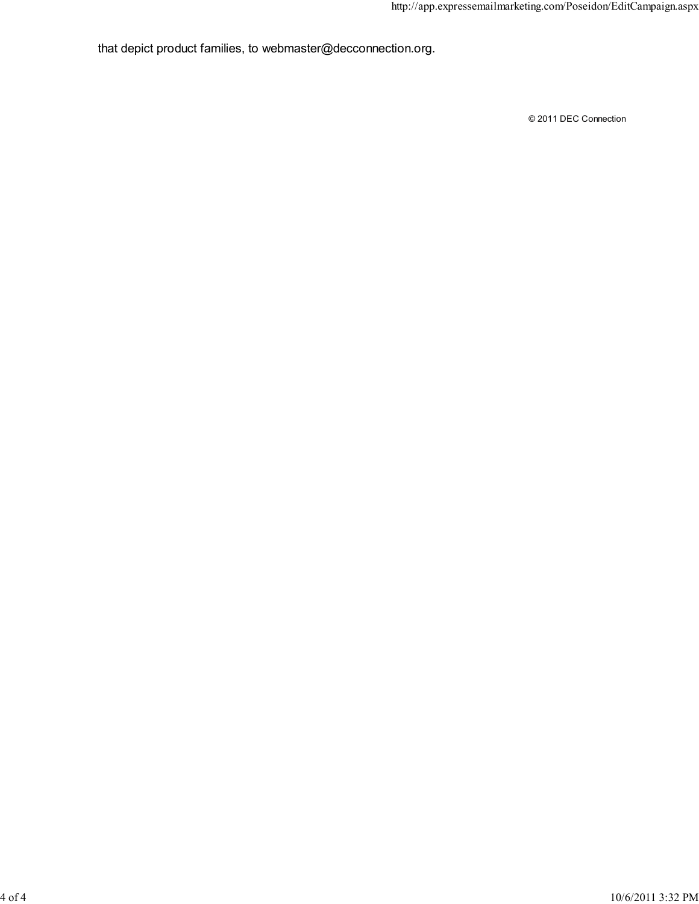that depict product families, to webmaster@decconnection.org.

© 2011 DEC Connection